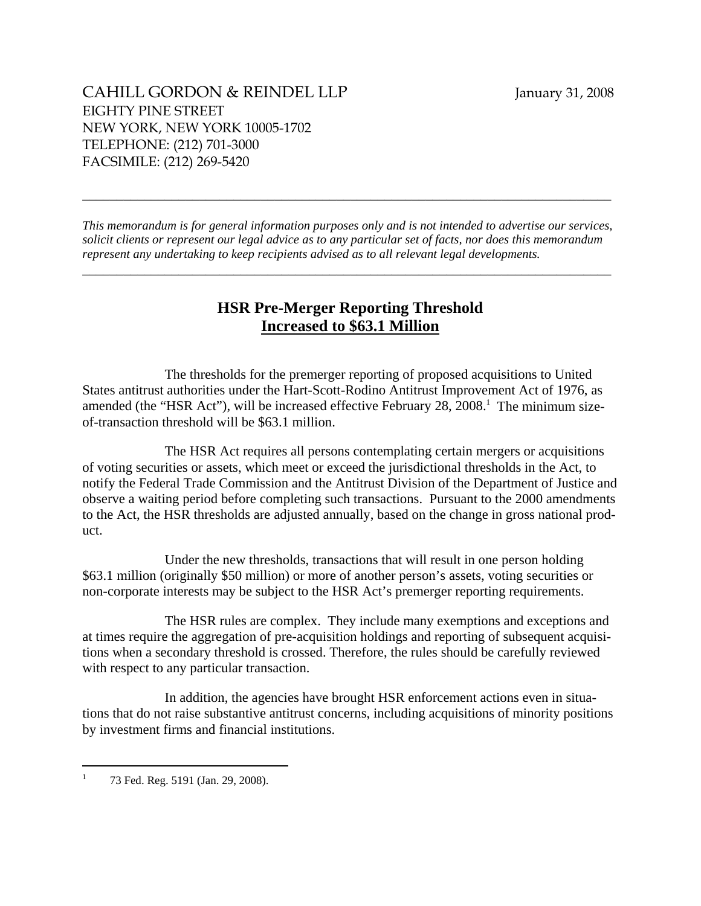CAHILL GORDON & REINDEL LLP

EIGHTY PINE STREET

NEW YORK, NEW YORK 10005-1702

TELEPHONE: (212) 701-3000

FACSIMILE: (212) 269-5420

January 31, 2008

---

*This memorandum is for general information purposes only and is not intended to advertise our services, solicit clients or represent our legal advice as to any particular set of facts, nor does this memorandum represent any undertaking to keep recipients advised as to all relevant legal developments.*

---

# **HSR Pre-Merger Reporting Threshold**
# **<u>Increased to $63.1 Million</u>**

The thresholds for the premerger reporting of proposed acquisitions to United States antitrust authorities under the Hart-Scott-Rodino Antitrust Improvement Act of 1976, as amended (the "HSR Act"), will be increased effective February 28, 2008.[1] The minimum size-of-transaction threshold will be $63.1 million.

The HSR Act requires all persons contemplating certain mergers or acquisitions of voting securities or assets, which meet or exceed the jurisdictional thresholds in the Act, to notify the Federal Trade Commission and the Antitrust Division of the Department of Justice and observe a waiting period before completing such transactions. Pursuant to the 2000 amendments to the Act, the HSR thresholds are adjusted annually, based on the change in gross national product.

Under the new thresholds, transactions that will result in one person holding $63.1 million (originally $50 million) or more of another person's assets, voting securities or non-corporate interests may be subject to the HSR Act's premerger reporting requirements.

The HSR rules are complex. They include many exemptions and exceptions and at times require the aggregation of pre-acquisition holdings and reporting of subsequent acquisitions when a secondary threshold is crossed. Therefore, the rules should be carefully reviewed with respect to any particular transaction.

In addition, the agencies have brought HSR enforcement actions even in situations that do not raise substantive antitrust concerns, including acquisitions of minority positions by investment firms and financial institutions.

---

[1] 73 Fed. Reg. 5191 (Jan. 29, 2008).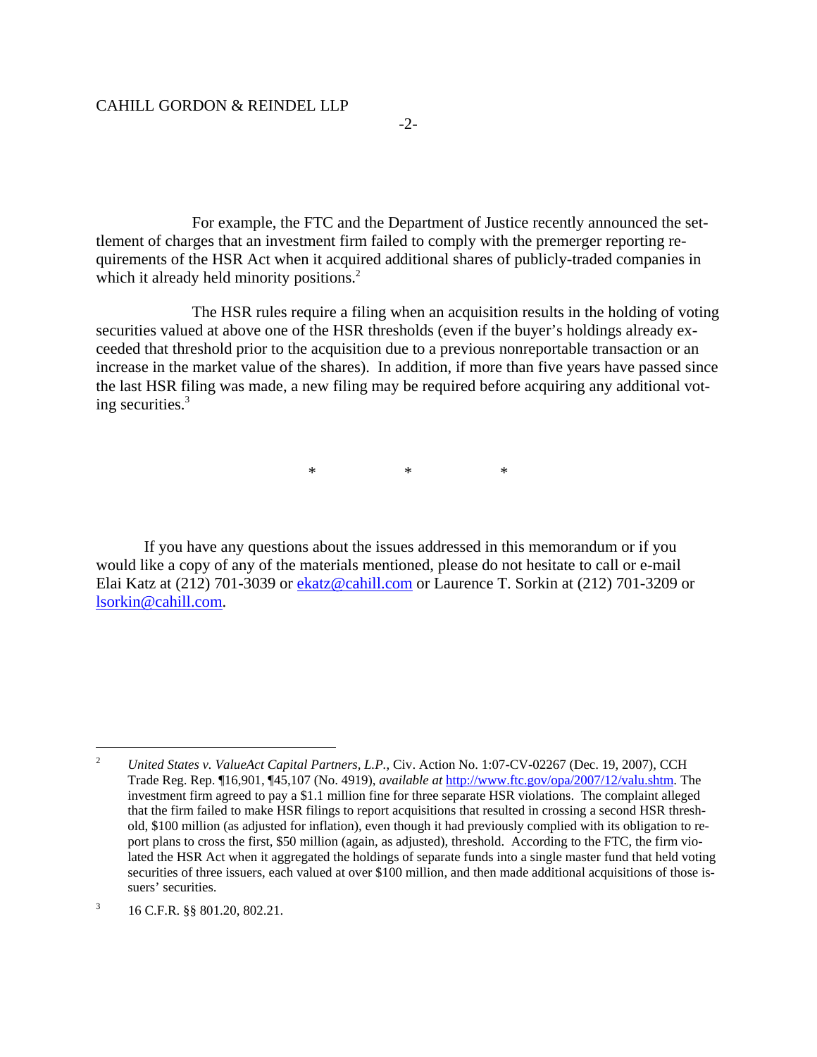For example, the FTC and the Department of Justice recently announced the settlement of charges that an investment firm failed to comply with the premerger reporting requirements of the HSR Act when it acquired additional shares of publicly-traded companies in which it already held minority positions.[2]

The HSR rules require a filing when an acquisition results in the holding of voting securities valued at above one of the HSR thresholds (even if the buyer's holdings already exceeded that threshold prior to the acquisition due to a previous nonreportable transaction or an increase in the market value of the shares). In addition, if more than five years have passed since the last HSR filing was made, a new filing may be required before acquiring any additional voting securities.[3]

\*　　　\*　　　\*

If you have any questions about the issues addressed in this memorandum or if you would like a copy of any of the materials mentioned, please do not hesitate to call or e-mail Elai Katz at (212) 701-3039 or ekatz@cahill.com or Laurence T. Sorkin at (212) 701-3209 or lsorkin@cahill.com.

---

[2] *United States v. ValueAct Capital Partners, L.P.*, Civ. Action No. 1:07-CV-02267 (Dec. 19, 2007), CCH Trade Reg. Rep. ¶16,901, ¶45,107 (No. 4919), *available at* http://www.ftc.gov/opa/2007/12/valu.shtm. The investment firm agreed to pay a $1.1 million fine for three separate HSR violations. The complaint alleged that the firm failed to make HSR filings to report acquisitions that resulted in crossing a second HSR threshold, $100 million (as adjusted for inflation), even though it had previously complied with its obligation to report plans to cross the first, $50 million (again, as adjusted), threshold. According to the FTC, the firm violated the HSR Act when it aggregated the holdings of separate funds into a single master fund that held voting securities of three issuers, each valued at over $100 million, and then made additional acquisitions of those issuers' securities.

[3] 16 C.F.R. §§ 801.20, 802.21.